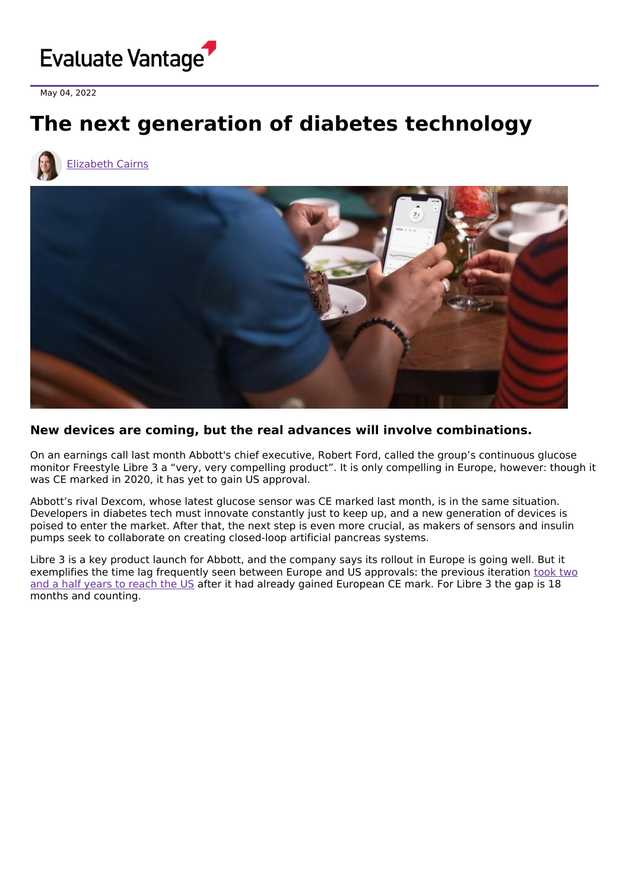Evaluate Vantage

May 04, 2022

# The next generation of diabetes technology

Elizabeth Cairns

### New devices are coming, but the real advances will involve combinations.

On an earnings call last month Abbott's chief executive, Robert Ford, called the group's continuous glucose monitor Freestyle Libre 3 a "very, very compelling product". It is only compelling in Europe, however: though it was CE marked in 2020, it has yet to gain US approval.

Abbott's rival Dexcom, whose latest glucose sensor was CE marked last month, is in the same situation. Developers in diabetes tech must innovate constantly just to keep up, and a new generation of devices is poised to enter the market. After that, the next step is even more crucial, as makers of sensors and insulin pumps seek to collaborate on creating closed-loop artificial pancreas systems.

Libre 3 is a key product launch for Abbott, and the company says its rollout in Europe is going well. But it exemplifies the time lag frequently seen between Europe and US approvals: the previous iteration took two and a half years to reach the US after it had already gained European CE mark. For Libre 3 the gap is 18 months and counting.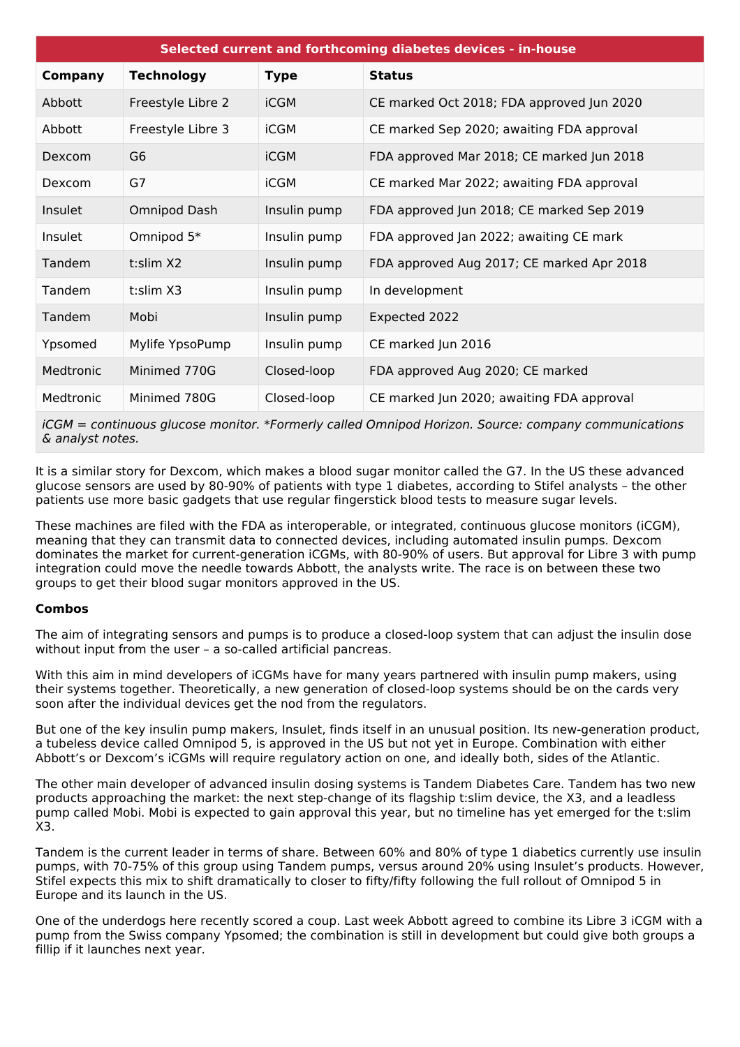| Selected current and forthcoming diabetes devices - in-house | | | |
|---|---|---|---|
| **Company** | **Technology** | **Type** | **Status** |
| Abbott | Freestyle Libre 2 | iCGM | CE marked Oct 2018; FDA approved Jun 2020 |
| Abbott | Freestyle Libre 3 | iCGM | CE marked Sep 2020; awaiting FDA approval |
| Dexcom | G6 | iCGM | FDA approved Mar 2018; CE marked Jun 2018 |
| Dexcom | G7 | iCGM | CE marked Mar 2022; awaiting FDA approval |
| Insulet | Omnipod Dash | Insulin pump | FDA approved Jun 2018; CE marked Sep 2019 |
| Insulet | Omnipod 5* | Insulin pump | FDA approved Jan 2022; awaiting CE mark |
| Tandem | t:slim X2 | Insulin pump | FDA approved Aug 2017; CE marked Apr 2018 |
| Tandem | t:slim X3 | Insulin pump | In development |
| Tandem | Mobi | Insulin pump | Expected 2022 |
| Ypsomed | Mylife YpsoPump | Insulin pump | CE marked Jun 2016 |
| Medtronic | Minimed 770G | Closed-loop | FDA approved Aug 2020; CE marked |
| Medtronic | Minimed 780G | Closed-loop | CE marked Jun 2020; awaiting FDA approval |

*iCGM = continuous glucose monitor. *Formerly called Omnipod Horizon. Source: company communications & analyst notes.*

It is a similar story for Dexcom, which makes a blood sugar monitor called the G7. In the US these advanced glucose sensors are used by 80-90% of patients with type 1 diabetes, according to Stifel analysts – the other patients use more basic gadgets that use regular fingerstick blood tests to measure sugar levels.

These machines are filed with the FDA as interoperable, or integrated, continuous glucose monitors (iCGM), meaning that they can transmit data to connected devices, including automated insulin pumps. Dexcom dominates the market for current-generation iCGMs, with 80-90% of users. But approval for Libre 3 with pump integration could move the needle towards Abbott, the analysts write. The race is on between these two groups to get their blood sugar monitors approved in the US.

**Combos**

The aim of integrating sensors and pumps is to produce a closed-loop system that can adjust the insulin dose without input from the user – a so-called artificial pancreas.

With this aim in mind developers of iCGMs have for many years partnered with insulin pump makers, using their systems together. Theoretically, a new generation of closed-loop systems should be on the cards very soon after the individual devices get the nod from the regulators.

But one of the key insulin pump makers, Insulet, finds itself in an unusual position. Its new-generation product, a tubeless device called Omnipod 5, is approved in the US but not yet in Europe. Combination with either Abbott's or Dexcom's iCGMs will require regulatory action on one, and ideally both, sides of the Atlantic.

The other main developer of advanced insulin dosing systems is Tandem Diabetes Care. Tandem has two new products approaching the market: the next step-change of its flagship t:slim device, the X3, and a leadless pump called Mobi. Mobi is expected to gain approval this year, but no timeline has yet emerged for the t:slim X3.

Tandem is the current leader in terms of share. Between 60% and 80% of type 1 diabetics currently use insulin pumps, with 70-75% of this group using Tandem pumps, versus around 20% using Insulet's products. However, Stifel expects this mix to shift dramatically to closer to fifty/fifty following the full rollout of Omnipod 5 in Europe and its launch in the US.

One of the underdogs here recently scored a coup. Last week Abbott agreed to combine its Libre 3 iCGM with a pump from the Swiss company Ypsomed; the combination is still in development but could give both groups a fillip if it launches next year.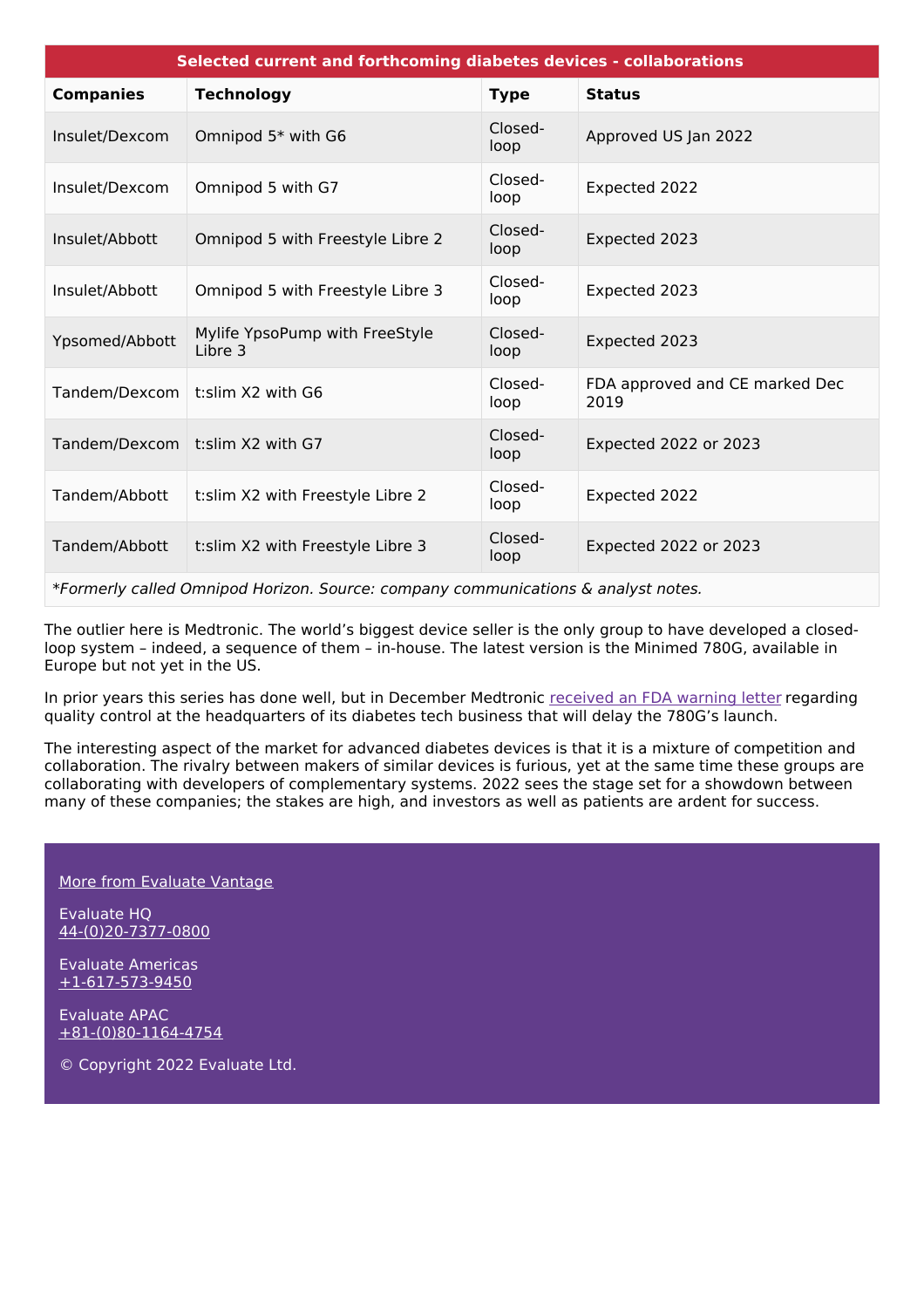| Selected current and forthcoming diabetes devices - collaborations | | | |
|---|---|---|---|
| **Companies** | **Technology** | **Type** | **Status** |
| Insulet/Dexcom | Omnipod 5* with G6 | Closed-loop | Approved US Jan 2022 |
| Insulet/Dexcom | Omnipod 5 with G7 | Closed-loop | Expected 2022 |
| Insulet/Abbott | Omnipod 5 with Freestyle Libre 2 | Closed-loop | Expected 2023 |
| Insulet/Abbott | Omnipod 5 with Freestyle Libre 3 | Closed-loop | Expected 2023 |
| Ypsomed/Abbott | Mylife YpsoPump with FreeStyle Libre 3 | Closed-loop | Expected 2023 |
| Tandem/Dexcom | t:slim X2 with G6 | Closed-loop | FDA approved and CE marked Dec 2019 |
| Tandem/Dexcom | t:slim X2 with G7 | Closed-loop | Expected 2022 or 2023 |
| Tandem/Abbott | t:slim X2 with Freestyle Libre 2 | Closed-loop | Expected 2022 |
| Tandem/Abbott | t:slim X2 with Freestyle Libre 3 | Closed-loop | Expected 2022 or 2023 |

*\*Formerly called Omnipod Horizon. Source: company communications & analyst notes.*

The outlier here is Medtronic. The world's biggest device seller is the only group to have developed a closed-loop system – indeed, a sequence of them – in-house. The latest version is the Minimed 780G, available in Europe but not yet in the US.

In prior years this series has done well, but in December Medtronic received an FDA warning letter regarding quality control at the headquarters of its diabetes tech business that will delay the 780G's launch.

The interesting aspect of the market for advanced diabetes devices is that it is a mixture of competition and collaboration. The rivalry between makers of similar devices is furious, yet at the same time these groups are collaborating with developers of complementary systems. 2022 sees the stage set for a showdown between many of these companies; the stakes are high, and investors as well as patients are ardent for success.

More from Evaluate Vantage

Evaluate HQ
44-(0)20-7377-0800

Evaluate Americas
+1-617-573-9450

Evaluate APAC
+81-(0)80-1164-4754

© Copyright 2022 Evaluate Ltd.